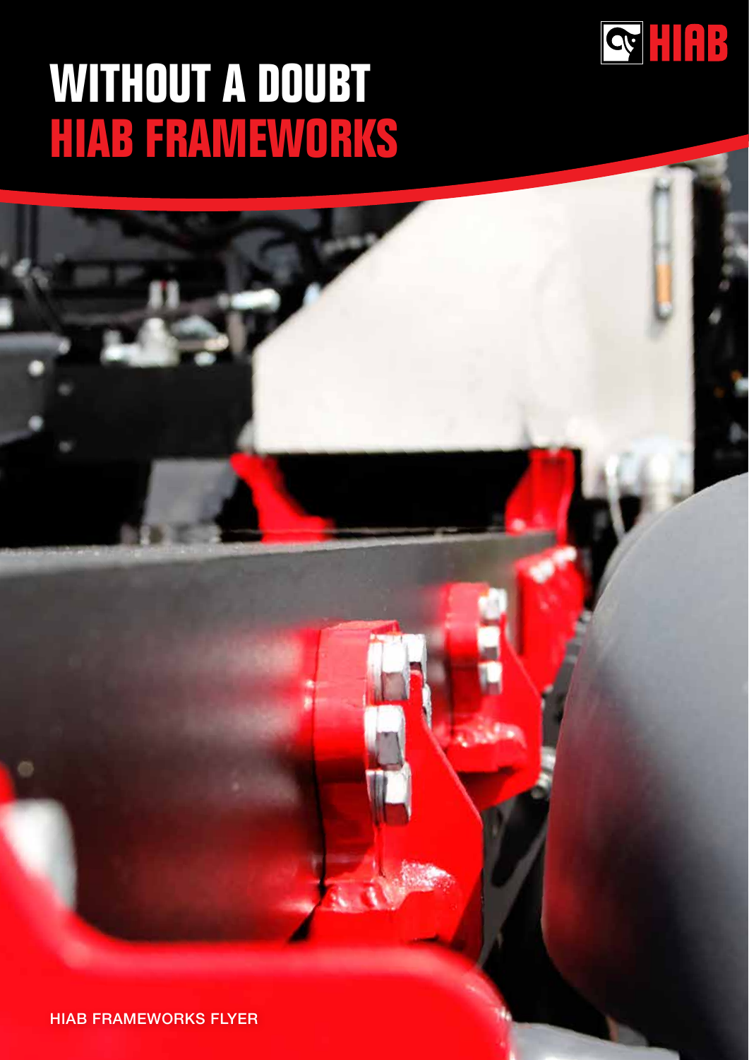# WITHOUT A DOUBT
# HIAB FRAMEWORKS

HIAB FRAMEWORKS FLYER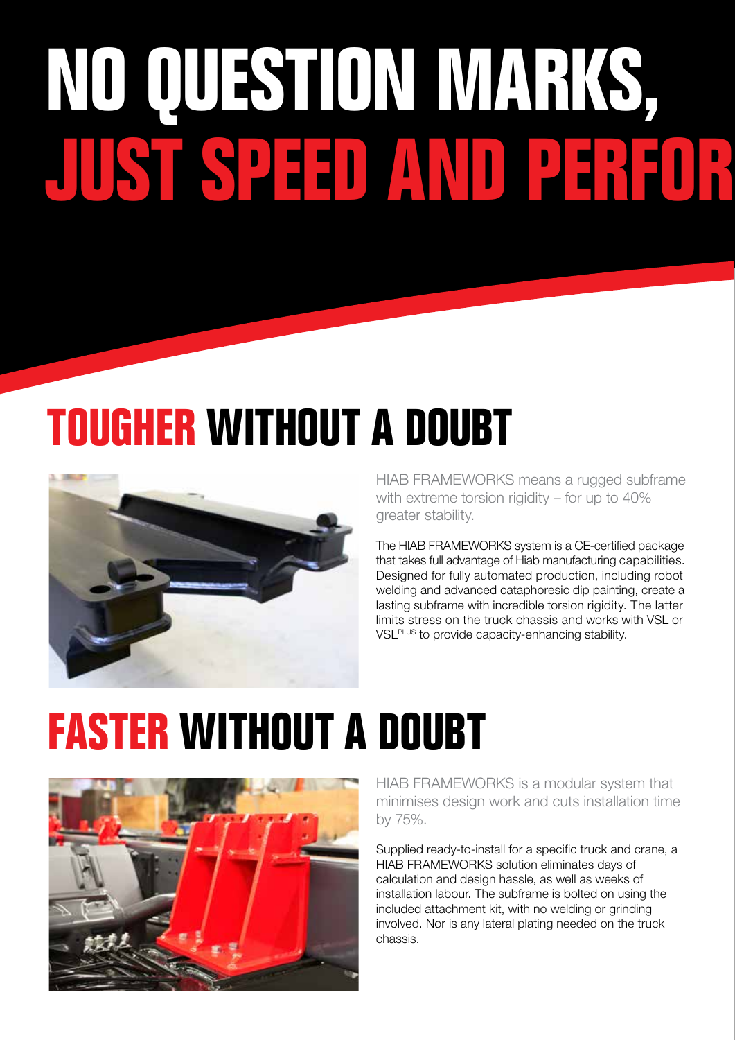# NO QUESTION MARKS, JUST SPEED AND PERFOR

## TOUGHER WITHOUT A DOUBT

HIAB FRAMEWORKS means a rugged subframe with extreme torsion rigidity – for up to 40% greater stability.

The HIAB FRAMEWORKS system is a CE-certified package that takes full advantage of Hiab manufacturing capabilities. Designed for fully automated production, including robot welding and advanced cataphoresic dip painting, create a lasting subframe with incredible torsion rigidity. The latter limits stress on the truck chassis and works with VSL or VSL[PLUS] to provide capacity-enhancing stability.

## FASTER WITHOUT A DOUBT

HIAB FRAMEWORKS is a modular system that minimises design work and cuts installation time by 75%.

Supplied ready-to-install for a specific truck and crane, a HIAB FRAMEWORKS solution eliminates days of calculation and design hassle, as well as weeks of installation labour. The subframe is bolted on using the included attachment kit, with no welding or grinding involved. Nor is any lateral plating needed on the truck chassis.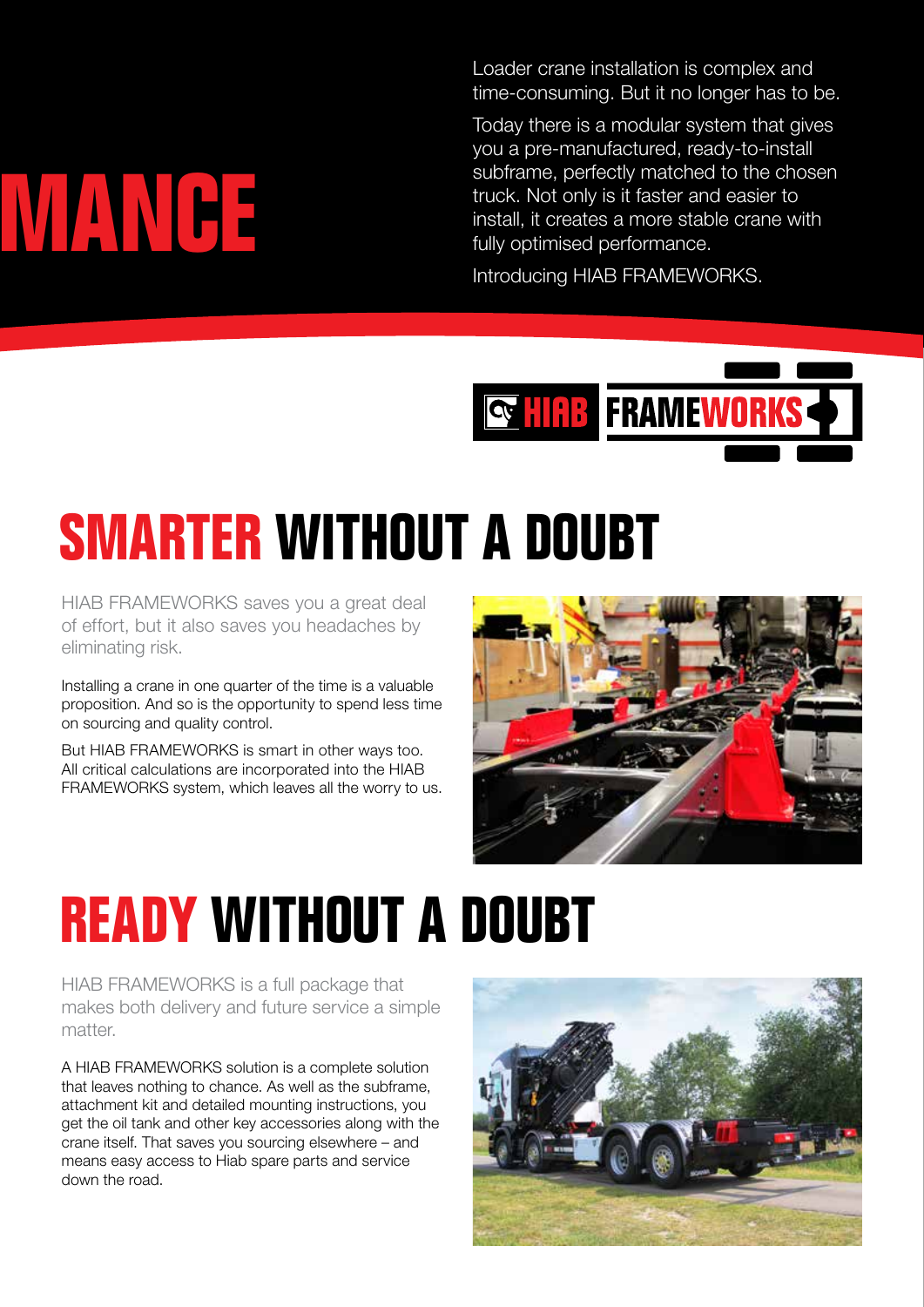# MANCE

Loader crane installation is complex and time-consuming. But it no longer has to be.

Today there is a modular system that gives you a pre-manufactured, ready-to-install subframe, perfectly matched to the chosen truck. Not only is it faster and easier to install, it creates a more stable crane with fully optimised performance.

Introducing HIAB FRAMEWORKS.

HIAB FRAMEWORKS

## SMARTER WITHOUT A DOUBT

HIAB FRAMEWORKS saves you a great deal of effort, but it also saves you headaches by eliminating risk.

Installing a crane in one quarter of the time is a valuable proposition. And so is the opportunity to spend less time on sourcing and quality control.

But HIAB FRAMEWORKS is smart in other ways too. All critical calculations are incorporated into the HIAB FRAMEWORKS system, which leaves all the worry to us.

## READY WITHOUT A DOUBT

HIAB FRAMEWORKS is a full package that makes both delivery and future service a simple matter.

A HIAB FRAMEWORKS solution is a complete solution that leaves nothing to chance. As well as the subframe, attachment kit and detailed mounting instructions, you get the oil tank and other key accessories along with the crane itself. That saves you sourcing elsewhere – and means easy access to Hiab spare parts and service down the road.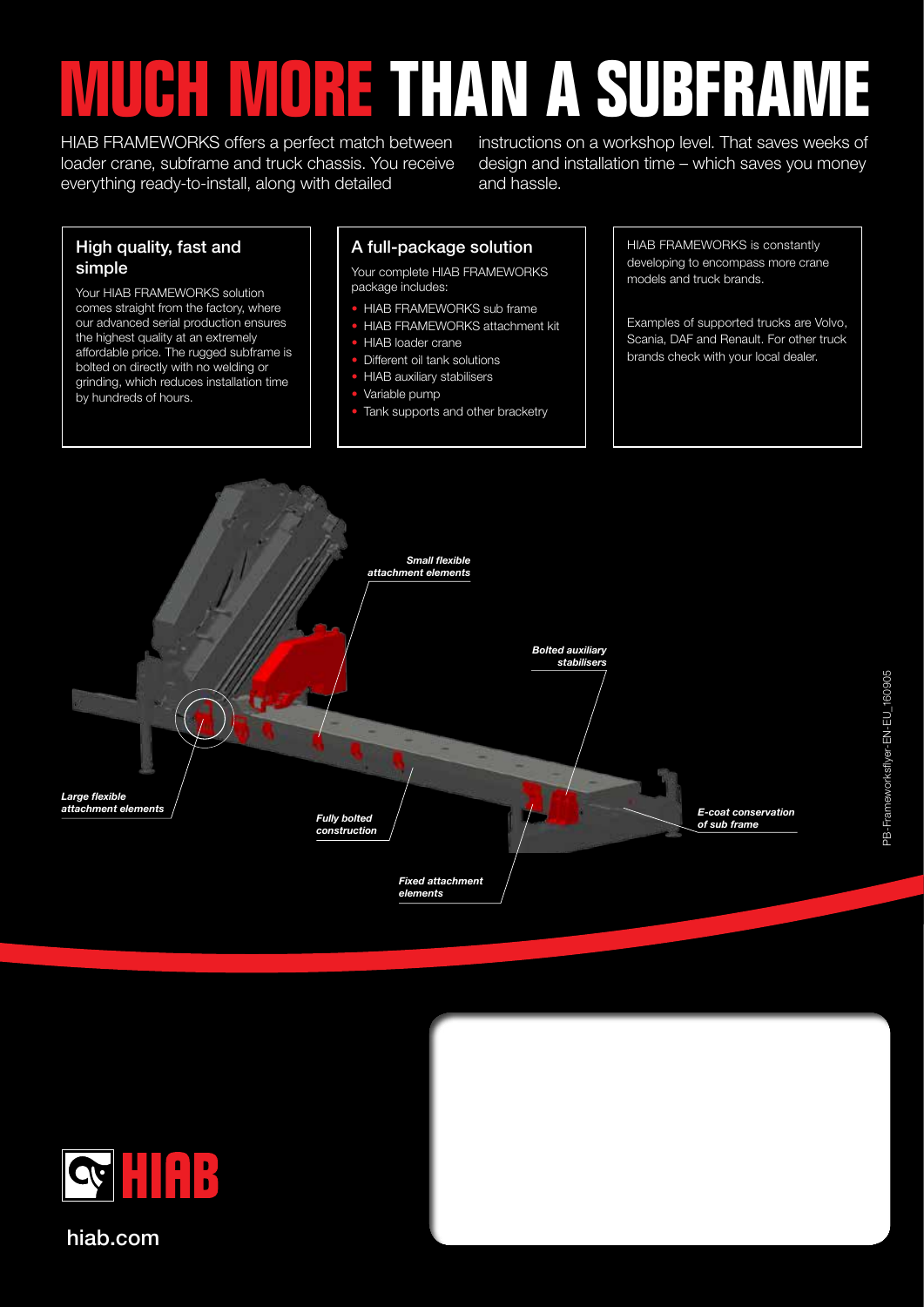# MUCH MORE THAN A SUBFRAME

HIAB FRAMEWORKS offers a perfect match between loader crane, subframe and truck chassis. You receive everything ready-to-install, along with detailed instructions on a workshop level. That saves weeks of design and installation time – which saves you money and hassle.

## High quality, fast and simple

Your HIAB FRAMEWORKS solution comes straight from the factory, where our advanced serial production ensures the highest quality at an extremely affordable price. The rugged subframe is bolted on directly with no welding or grinding, which reduces installation time by hundreds of hours.

## A full-package solution

Your complete HIAB FRAMEWORKS package includes:

- HIAB FRAMEWORKS sub frame
- HIAB FRAMEWORKS attachment kit
- HIAB loader crane
- Different oil tank solutions
- HIAB auxiliary stabilisers
- Variable pump
- Tank supports and other bracketry

HIAB FRAMEWORKS is constantly developing to encompass more crane models and truck brands.

Examples of supported trucks are Volvo, Scania, DAF and Renault. For other truck brands check with your local dealer.

*Small flexible attachment elements*

*Bolted auxiliary stabilisers*

*Large flexible attachment elements*

*Fully bolted construction*

*E-coat conservation of sub frame*

*Fixed attachment elements*

PB-Frameworksflyer-EN-EU_160905

HIAB

hiab.com